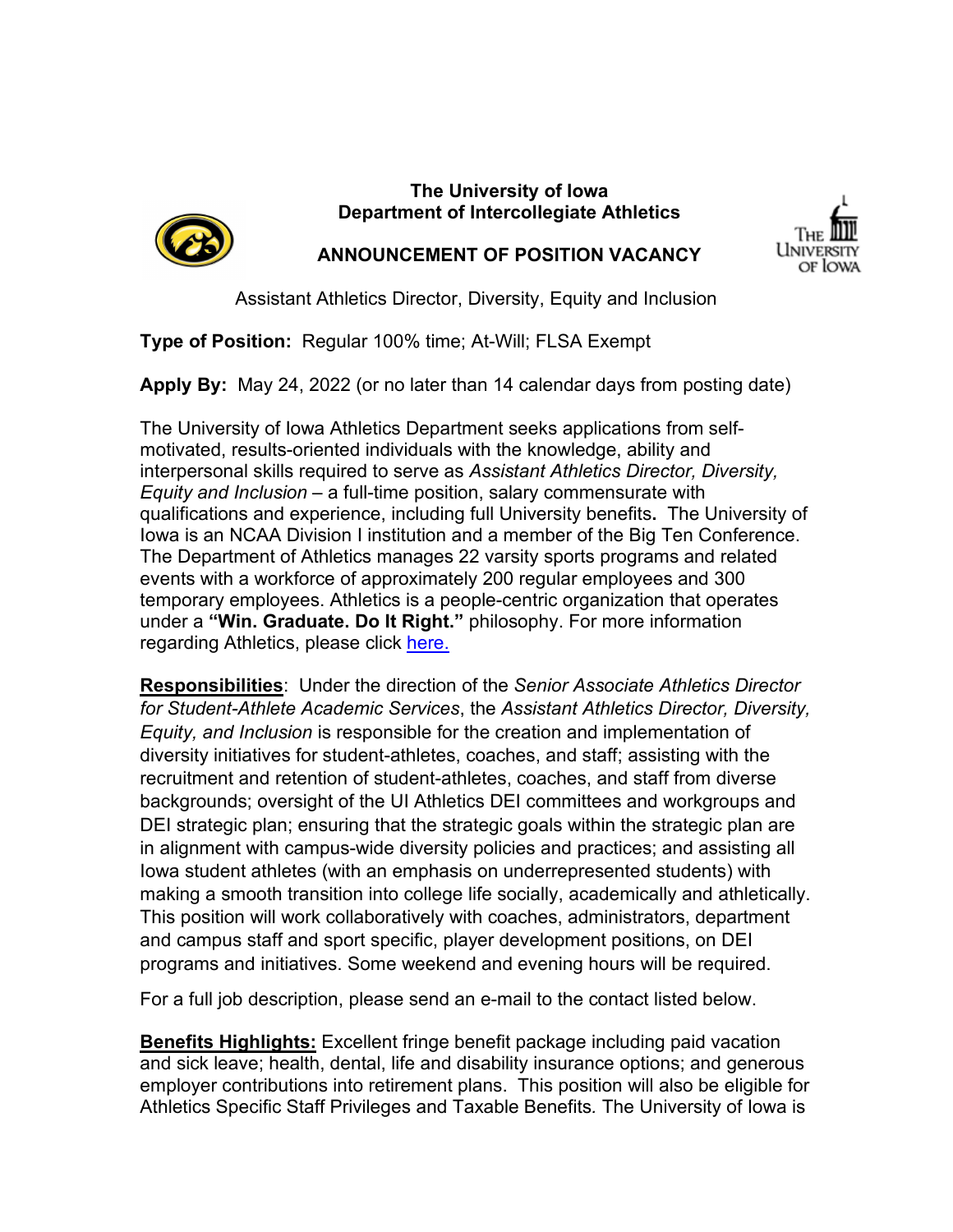**The University of Iowa**
**Department of Intercollegiate Athletics**

**ANNOUNCEMENT OF POSITION VACANCY**

Assistant Athletics Director, Diversity, Equity and Inclusion

**Type of Position:** Regular 100% time; At-Will; FLSA Exempt

**Apply By:** May 24, 2022 (or no later than 14 calendar days from posting date)

The University of Iowa Athletics Department seeks applications from self-motivated, results-oriented individuals with the knowledge, ability and interpersonal skills required to serve as *Assistant Athletics Director, Diversity, Equity and Inclusion* – a full-time position, salary commensurate with qualifications and experience, including full University benefits**.** The University of Iowa is an NCAA Division I institution and a member of the Big Ten Conference. The Department of Athletics manages 22 varsity sports programs and related events with a workforce of approximately 200 regular employees and 300 temporary employees. Athletics is a people-centric organization that operates under a **"Win. Graduate. Do It Right."** philosophy. For more information regarding Athletics, please click here.

**Responsibilities**: Under the direction of the *Senior Associate Athletics Director for Student-Athlete Academic Services*, the *Assistant Athletics Director, Diversity, Equity, and Inclusion* is responsible for the creation and implementation of diversity initiatives for student-athletes, coaches, and staff; assisting with the recruitment and retention of student-athletes, coaches, and staff from diverse backgrounds; oversight of the UI Athletics DEI committees and workgroups and DEI strategic plan; ensuring that the strategic goals within the strategic plan are in alignment with campus-wide diversity policies and practices; and assisting all Iowa student athletes (with an emphasis on underrepresented students) with making a smooth transition into college life socially, academically and athletically. This position will work collaboratively with coaches, administrators, department and campus staff and sport specific, player development positions, on DEI programs and initiatives. Some weekend and evening hours will be required.

For a full job description, please send an e-mail to the contact listed below.

**Benefits Highlights:** Excellent fringe benefit package including paid vacation and sick leave; health, dental, life and disability insurance options; and generous employer contributions into retirement plans. This position will also be eligible for Athletics Specific Staff Privileges and Taxable Benefits*.* The University of Iowa is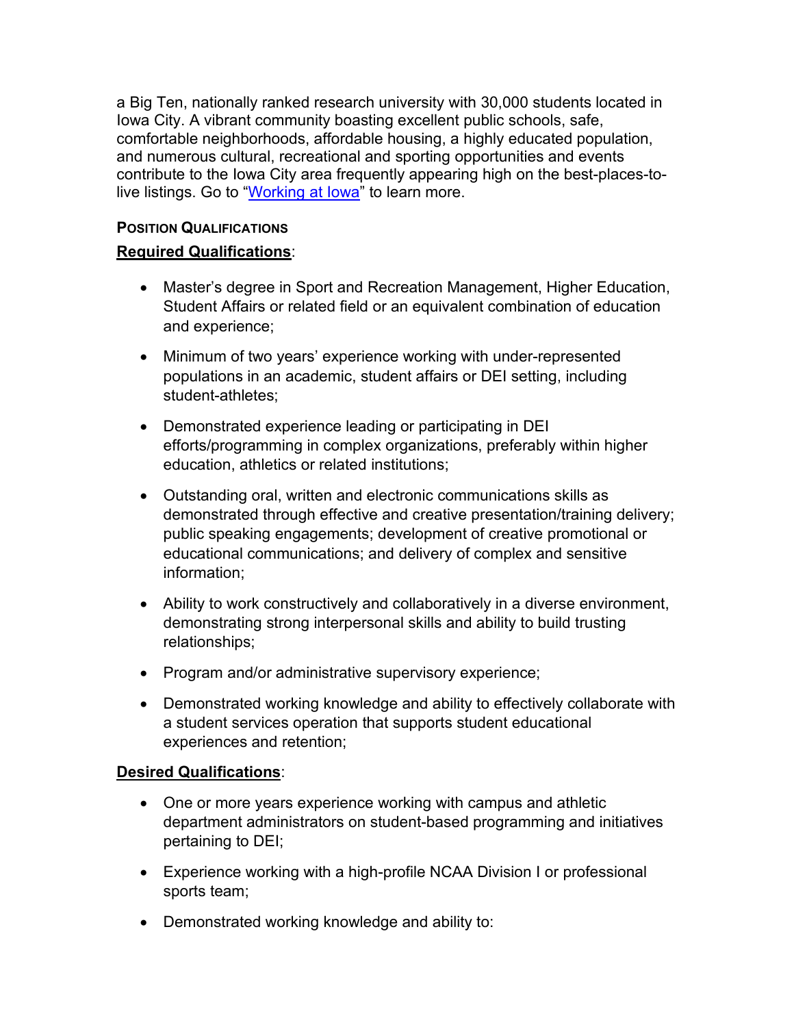a Big Ten, nationally ranked research university with 30,000 students located in Iowa City. A vibrant community boasting excellent public schools, safe, comfortable neighborhoods, affordable housing, a highly educated population, and numerous cultural, recreational and sporting opportunities and events contribute to the Iowa City area frequently appearing high on the best-places-to-live listings. Go to "[Working at Iowa]" to learn more.

### POSITION QUALIFICATIONS

**Required Qualifications**:

- Master's degree in Sport and Recreation Management, Higher Education, Student Affairs or related field or an equivalent combination of education and experience;
- Minimum of two years' experience working with under-represented populations in an academic, student affairs or DEI setting, including student-athletes;
- Demonstrated experience leading or participating in DEI efforts/programming in complex organizations, preferably within higher education, athletics or related institutions;
- Outstanding oral, written and electronic communications skills as demonstrated through effective and creative presentation/training delivery; public speaking engagements; development of creative promotional or educational communications; and delivery of complex and sensitive information;
- Ability to work constructively and collaboratively in a diverse environment, demonstrating strong interpersonal skills and ability to build trusting relationships;
- Program and/or administrative supervisory experience;
- Demonstrated working knowledge and ability to effectively collaborate with a student services operation that supports student educational experiences and retention;

**Desired Qualifications**:

- One or more years experience working with campus and athletic department administrators on student-based programming and initiatives pertaining to DEI;
- Experience working with a high-profile NCAA Division I or professional sports team;
- Demonstrated working knowledge and ability to: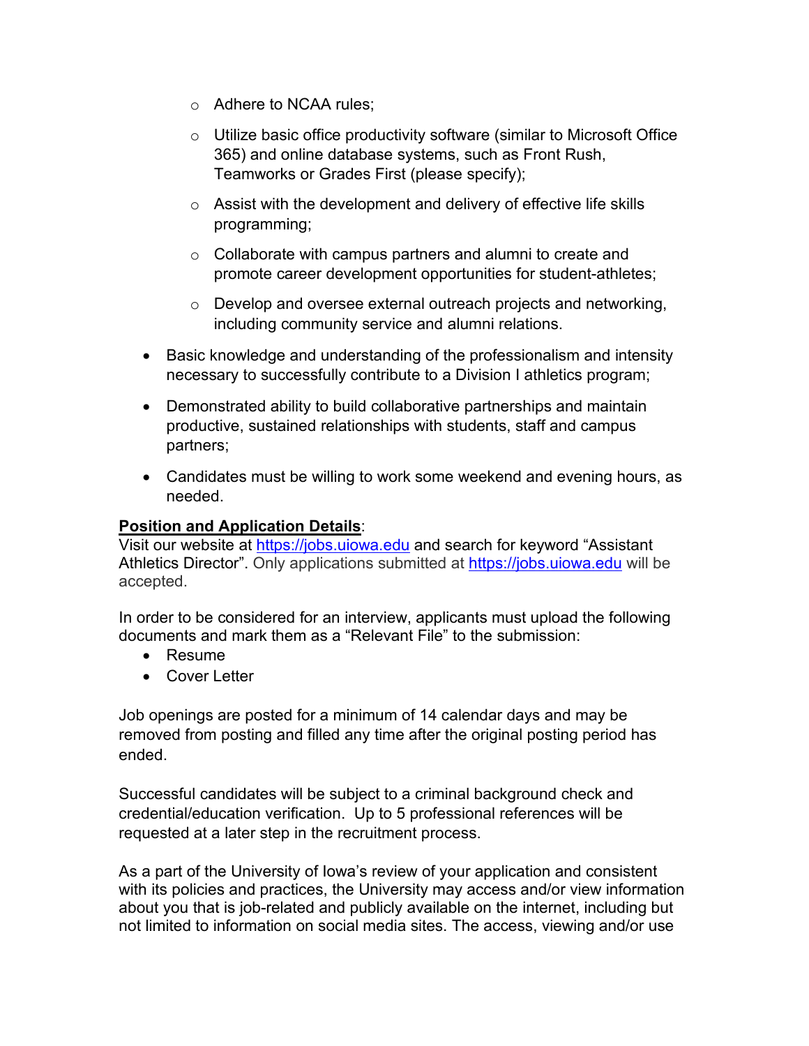- Adhere to NCAA rules;
  - Utilize basic office productivity software (similar to Microsoft Office 365) and online database systems, such as Front Rush, Teamworks or Grades First (please specify);
  - Assist with the development and delivery of effective life skills programming;
  - Collaborate with campus partners and alumni to create and promote career development opportunities for student-athletes;
  - Develop and oversee external outreach projects and networking, including community service and alumni relations.
- Basic knowledge and understanding of the professionalism and intensity necessary to successfully contribute to a Division I athletics program;
- Demonstrated ability to build collaborative partnerships and maintain productive, sustained relationships with students, staff and campus partners;
- Candidates must be willing to work some weekend and evening hours, as needed.

**Position and Application Details**:
Visit our website at https://jobs.uiowa.edu and search for keyword "Assistant Athletics Director". Only applications submitted at https://jobs.uiowa.edu will be accepted.

In order to be considered for an interview, applicants must upload the following documents and mark them as a "Relevant File" to the submission:

- Resume
- Cover Letter

Job openings are posted for a minimum of 14 calendar days and may be removed from posting and filled any time after the original posting period has ended.

Successful candidates will be subject to a criminal background check and credential/education verification. Up to 5 professional references will be requested at a later step in the recruitment process.

As a part of the University of Iowa's review of your application and consistent with its policies and practices, the University may access and/or view information about you that is job-related and publicly available on the internet, including but not limited to information on social media sites. The access, viewing and/or use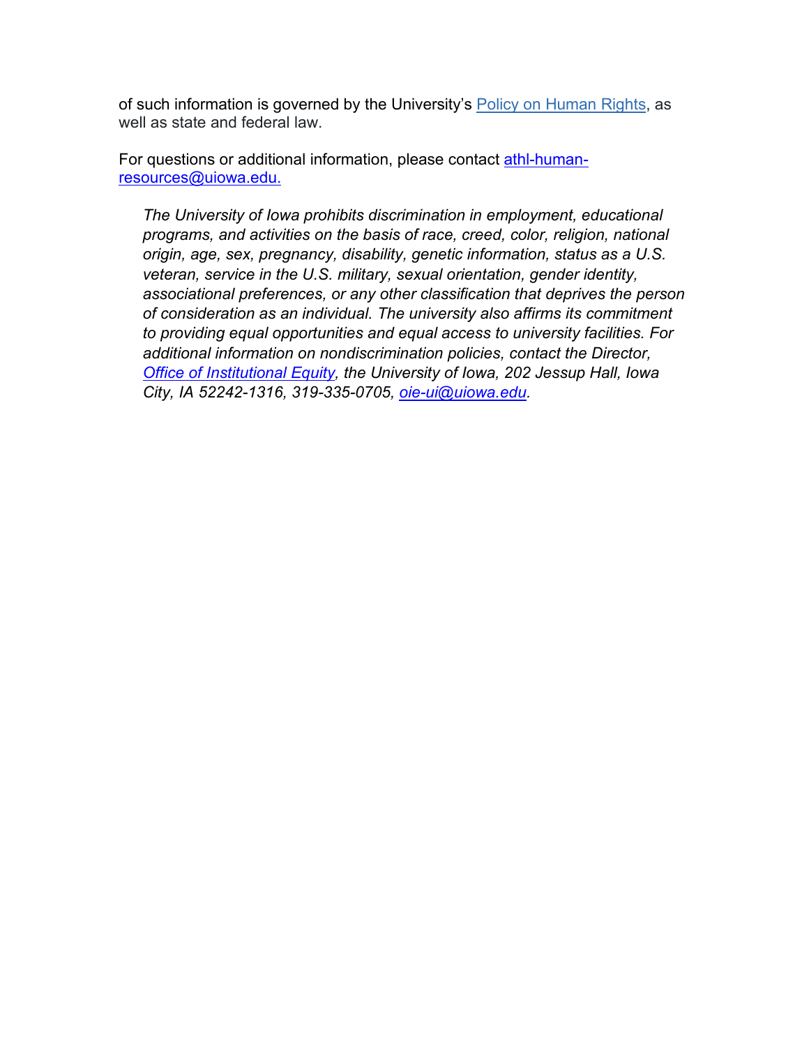of such information is governed by the University's [Policy on Human Rights](), as well as state and federal law.

For questions or additional information, please contact [athl-human-resources@uiowa.edu.]()

> *The University of Iowa prohibits discrimination in employment, educational programs, and activities on the basis of race, creed, color, religion, national origin, age, sex, pregnancy, disability, genetic information, status as a U.S. veteran, service in the U.S. military, sexual orientation, gender identity, associational preferences, or any other classification that deprives the person of consideration as an individual. The university also affirms its commitment to providing equal opportunities and equal access to university facilities. For additional information on nondiscrimination policies, contact the Director, [Office of Institutional Equity](), the University of Iowa, 202 Jessup Hall, Iowa City, IA 52242-1316, 319-335-0705, [oie-ui@uiowa.edu]().*